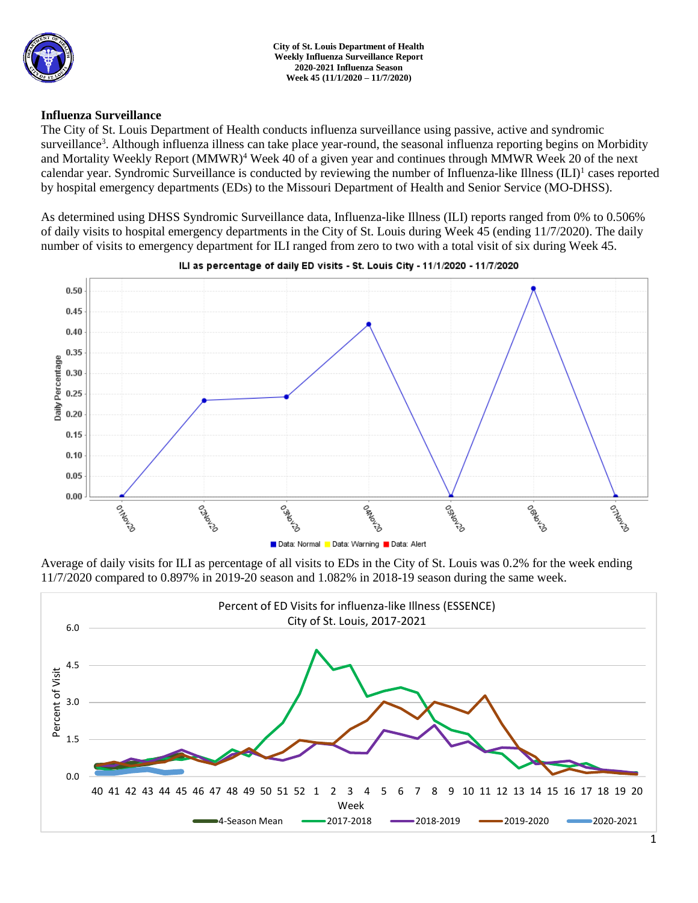**City of St. Louis Department of Health**
**Weekly Influenza Surveillance Report**
**2020-2021 Influenza Season**
**Week 45 (11/1/2020 – 11/7/2020)**

## Influenza Surveillance

The City of St. Louis Department of Health conducts influenza surveillance using passive, active and syndromic surveillance[3]. Although influenza illness can take place year-round, the seasonal influenza reporting begins on Morbidity and Mortality Weekly Report (MMWR)[4] Week 40 of a given year and continues through MMWR Week 20 of the next calendar year. Syndromic Surveillance is conducted by reviewing the number of Influenza-like Illness (ILI)[1] cases reported by hospital emergency departments (EDs) to the Missouri Department of Health and Senior Service (MO-DHSS).

As determined using DHSS Syndromic Surveillance data, Influenza-like Illness (ILI) reports ranged from 0% to 0.506% of daily visits to hospital emergency departments in the City of St. Louis during Week 45 (ending 11/7/2020). The daily number of visits to emergency department for ILI ranged from zero to two with a total visit of six during Week 45.

Average of daily visits for ILI as percentage of all visits to EDs in the City of St. Louis was 0.2% for the week ending 11/7/2020 compared to 0.897% in 2019-20 season and 1.082% in 2018-19 season during the same week.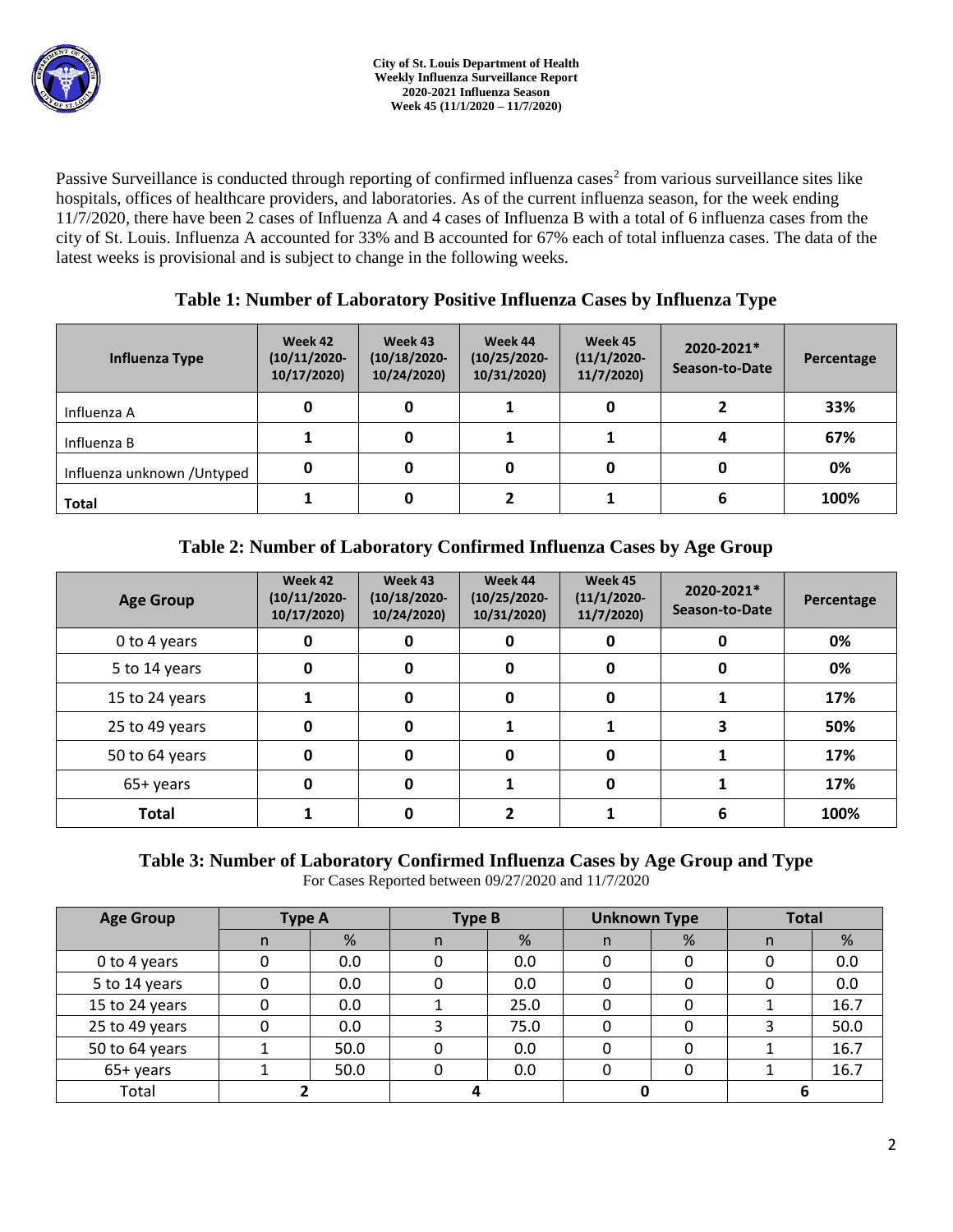City of St. Louis Department of Health
Weekly Influenza Surveillance Report
2020-2021 Influenza Season
Week 45 (11/1/2020 – 11/7/2020)

Passive Surveillance is conducted through reporting of confirmed influenza cases[2] from various surveillance sites like hospitals, offices of healthcare providers, and laboratories. As of the current influenza season, for the week ending 11/7/2020, there have been 2 cases of Influenza A and 4 cases of Influenza B with a total of 6 influenza cases from the city of St. Louis. Influenza A accounted for 33% and B accounted for 67% each of total influenza cases. The data of the latest weeks is provisional and is subject to change in the following weeks.

## Table 1: Number of Laboratory Positive Influenza Cases by Influenza Type

| Influenza Type | Week 42 (10/11/2020-10/17/2020) | Week 43 (10/18/2020-10/24/2020) | Week 44 (10/25/2020-10/31/2020) | Week 45 (11/1/2020-11/7/2020) | 2020-2021* Season-to-Date | Percentage |
|---|---|---|---|---|---|---|
| Influenza A | 0 | 0 | 1 | 0 | 2 | 33% |
| Influenza B | 1 | 0 | 1 | 1 | 4 | 67% |
| Influenza unknown /Untyped | 0 | 0 | 0 | 0 | 0 | 0% |
| **Total** | 1 | 0 | 2 | 1 | 6 | 100% |

## Table 2: Number of Laboratory Confirmed Influenza Cases by Age Group

| Age Group | Week 42 (10/11/2020-10/17/2020) | Week 43 (10/18/2020-10/24/2020) | Week 44 (10/25/2020-10/31/2020) | Week 45 (11/1/2020-11/7/2020) | 2020-2021* Season-to-Date | Percentage |
|---|---|---|---|---|---|---|
| 0 to 4 years | 0 | 0 | 0 | 0 | 0 | 0% |
| 5 to 14 years | 0 | 0 | 0 | 0 | 0 | 0% |
| 15 to 24 years | 1 | 0 | 0 | 0 | 1 | 17% |
| 25 to 49 years | 0 | 0 | 1 | 1 | 3 | 50% |
| 50 to 64 years | 0 | 0 | 0 | 0 | 1 | 17% |
| 65+ years | 0 | 0 | 1 | 0 | 1 | 17% |
| **Total** | 1 | 0 | 2 | 1 | 6 | 100% |

## Table 3: Number of Laboratory Confirmed Influenza Cases by Age Group and Type

For Cases Reported between 09/27/2020 and 11/7/2020

| Age Group | Type A | | Type B | | Unknown Type | | Total | |
|---|---|---|---|---|---|---|---|---|
| | n | % | n | % | n | % | n | % |
| 0 to 4 years | 0 | 0.0 | 0 | 0.0 | 0 | 0 | 0 | 0.0 |
| 5 to 14 years | 0 | 0.0 | 0 | 0.0 | 0 | 0 | 0 | 0.0 |
| 15 to 24 years | 0 | 0.0 | 1 | 25.0 | 0 | 0 | 1 | 16.7 |
| 25 to 49 years | 0 | 0.0 | 3 | 75.0 | 0 | 0 | 3 | 50.0 |
| 50 to 64 years | 1 | 50.0 | 0 | 0.0 | 0 | 0 | 1 | 16.7 |
| 65+ years | 1 | 50.0 | 0 | 0.0 | 0 | 0 | 1 | 16.7 |
| Total | 2 | | 4 | | 0 | | 6 | |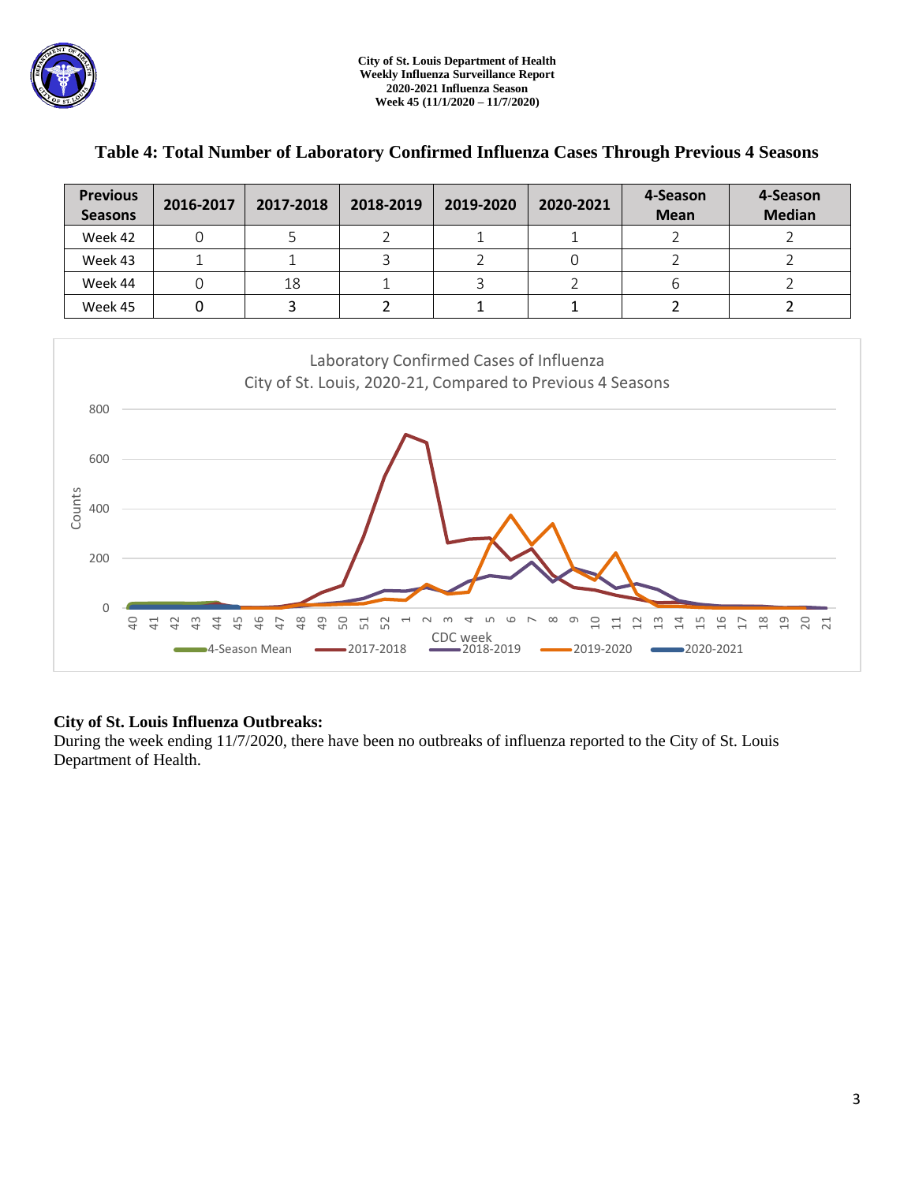City of St. Louis Department of Health
Weekly Influenza Surveillance Report
2020-2021 Influenza Season
Week 45 (11/1/2020 – 11/7/2020)

## Table 4: Total Number of Laboratory Confirmed Influenza Cases Through Previous 4 Seasons

| Previous Seasons | 2016-2017 | 2017-2018 | 2018-2019 | 2019-2020 | 2020-2021 | 4-Season Mean | 4-Season Median |
|---|---|---|---|---|---|---|---|
| Week 42 | 0 | 5 | 2 | 1 | 1 | 2 | 2 |
| Week 43 | 1 | 1 | 3 | 2 | 0 | 2 | 2 |
| Week 44 | 0 | 18 | 1 | 3 | 2 | 6 | 2 |
| Week 45 | 0 | 3 | 2 | 1 | 1 | 2 | 2 |

Laboratory Confirmed Cases of Influenza
City of St. Louis, 2020-21, Compared to Previous 4 Seasons

**City of St. Louis Influenza Outbreaks:**
During the week ending 11/7/2020, there have been no outbreaks of influenza reported to the City of St. Louis Department of Health.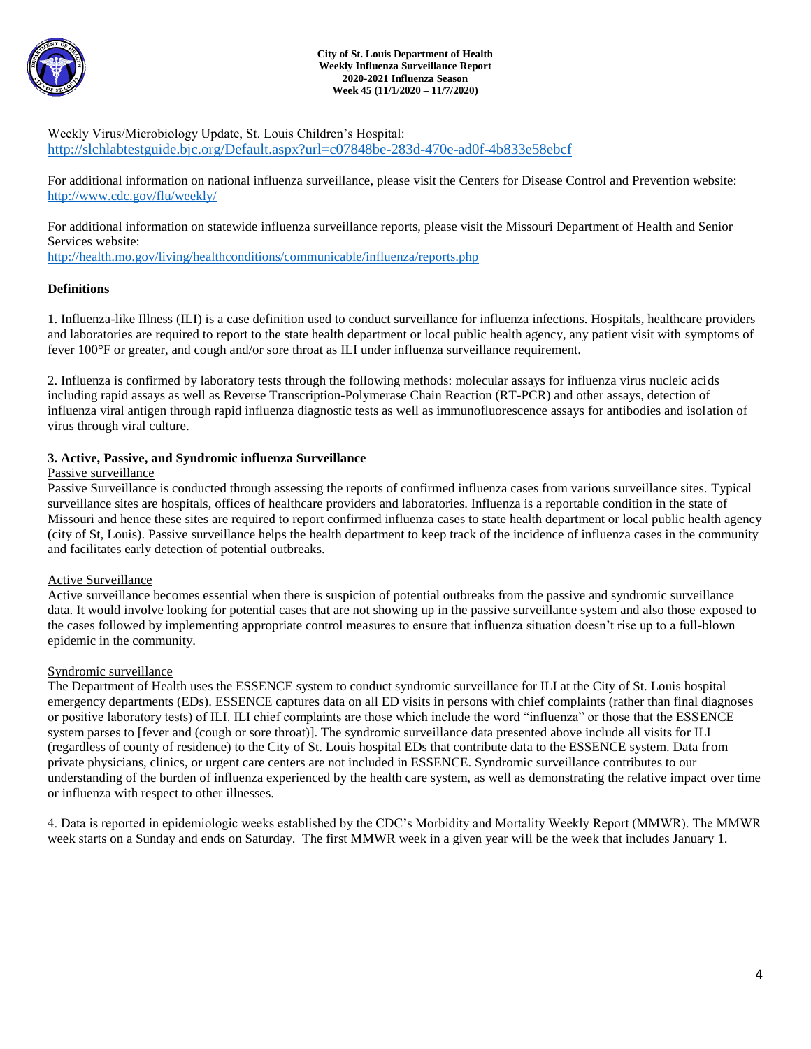Weekly Virus/Microbiology Update, St. Louis Children's Hospital:
http://slchlabtestguide.bjc.org/Default.aspx?url=c07848be-283d-470e-ad0f-4b833e58ebcf

For additional information on national influenza surveillance, please visit the Centers for Disease Control and Prevention website: http://www.cdc.gov/flu/weekly/

For additional information on statewide influenza surveillance reports, please visit the Missouri Department of Health and Senior Services website:
http://health.mo.gov/living/healthconditions/communicable/influenza/reports.php

**Definitions**

1. Influenza-like Illness (ILI) is a case definition used to conduct surveillance for influenza infections. Hospitals, healthcare providers and laboratories are required to report to the state health department or local public health agency, any patient visit with symptoms of fever 100°F or greater, and cough and/or sore throat as ILI under influenza surveillance requirement.

2. Influenza is confirmed by laboratory tests through the following methods: molecular assays for influenza virus nucleic acids including rapid assays as well as Reverse Transcription-Polymerase Chain Reaction (RT-PCR) and other assays, detection of influenza viral antigen through rapid influenza diagnostic tests as well as immunofluorescence assays for antibodies and isolation of virus through viral culture.

**3. Active, Passive, and Syndromic influenza Surveillance**

Passive surveillance

Passive Surveillance is conducted through assessing the reports of confirmed influenza cases from various surveillance sites. Typical surveillance sites are hospitals, offices of healthcare providers and laboratories. Influenza is a reportable condition in the state of Missouri and hence these sites are required to report confirmed influenza cases to state health department or local public health agency (city of St, Louis). Passive surveillance helps the health department to keep track of the incidence of influenza cases in the community and facilitates early detection of potential outbreaks.

Active Surveillance

Active surveillance becomes essential when there is suspicion of potential outbreaks from the passive and syndromic surveillance data. It would involve looking for potential cases that are not showing up in the passive surveillance system and also those exposed to the cases followed by implementing appropriate control measures to ensure that influenza situation doesn't rise up to a full-blown epidemic in the community.

Syndromic surveillance

The Department of Health uses the ESSENCE system to conduct syndromic surveillance for ILI at the City of St. Louis hospital emergency departments (EDs). ESSENCE captures data on all ED visits in persons with chief complaints (rather than final diagnoses or positive laboratory tests) of ILI. ILI chief complaints are those which include the word "influenza" or those that the ESSENCE system parses to [fever and (cough or sore throat)]. The syndromic surveillance data presented above include all visits for ILI (regardless of county of residence) to the City of St. Louis hospital EDs that contribute data to the ESSENCE system. Data from private physicians, clinics, or urgent care centers are not included in ESSENCE. Syndromic surveillance contributes to our understanding of the burden of influenza experienced by the health care system, as well as demonstrating the relative impact over time or influenza with respect to other illnesses.

4. Data is reported in epidemiologic weeks established by the CDC's Morbidity and Mortality Weekly Report (MMWR). The MMWR week starts on a Sunday and ends on Saturday. The first MMWR week in a given year will be the week that includes January 1.